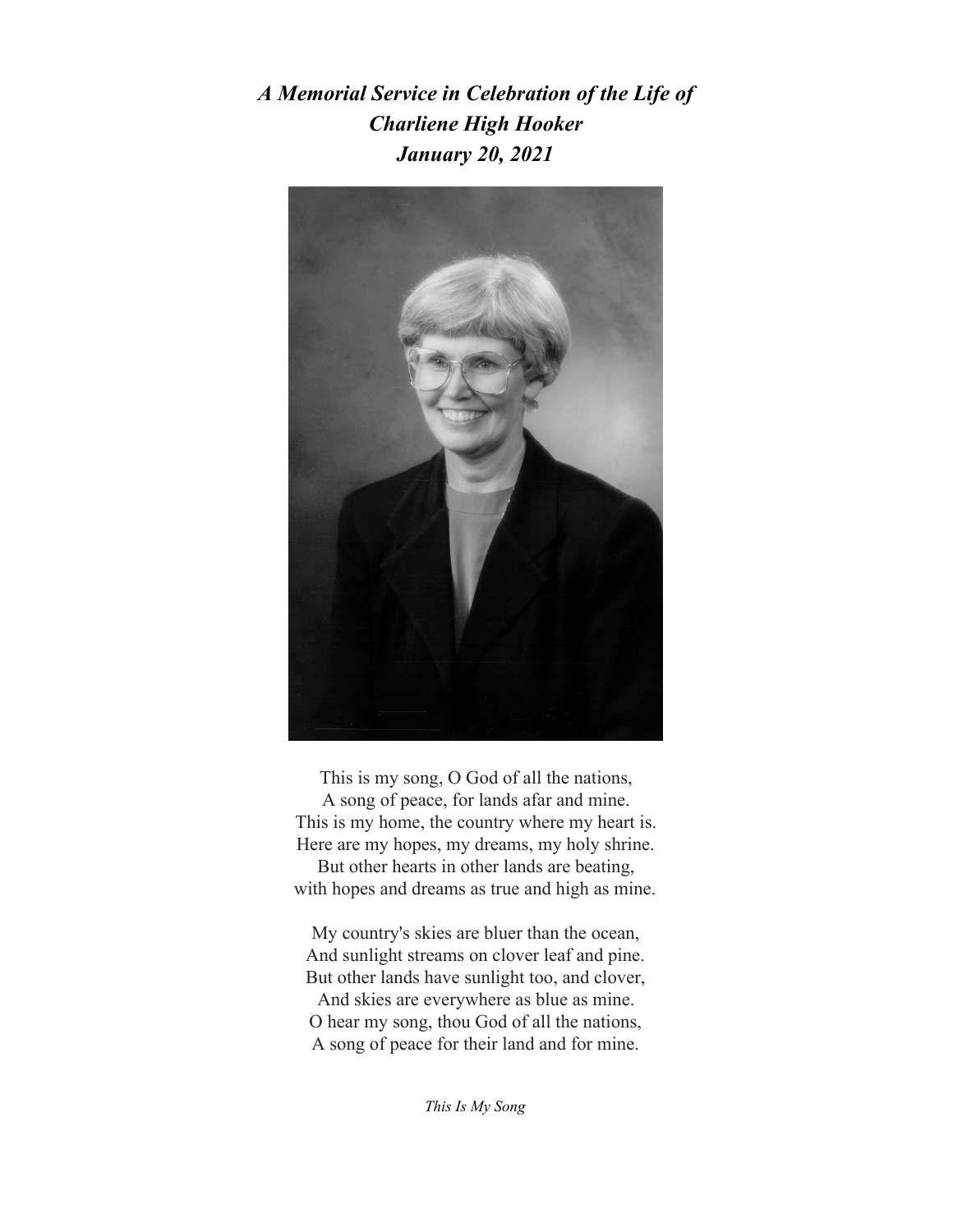***A Memorial Service in Celebration of the Life of***
***Charliene High Hooker***
***January 20, 2021***

This is my song, O God of all the nations,
A song of peace, for lands afar and mine.
This is my home, the country where my heart is.
Here are my hopes, my dreams, my holy shrine.
But other hearts in other lands are beating,
with hopes and dreams as true and high as mine.

My country's skies are bluer than the ocean,
And sunlight streams on clover leaf and pine.
But other lands have sunlight too, and clover,
And skies are everywhere as blue as mine.
O hear my song, thou God of all the nations,
A song of peace for their land and for mine.

*This Is My Song*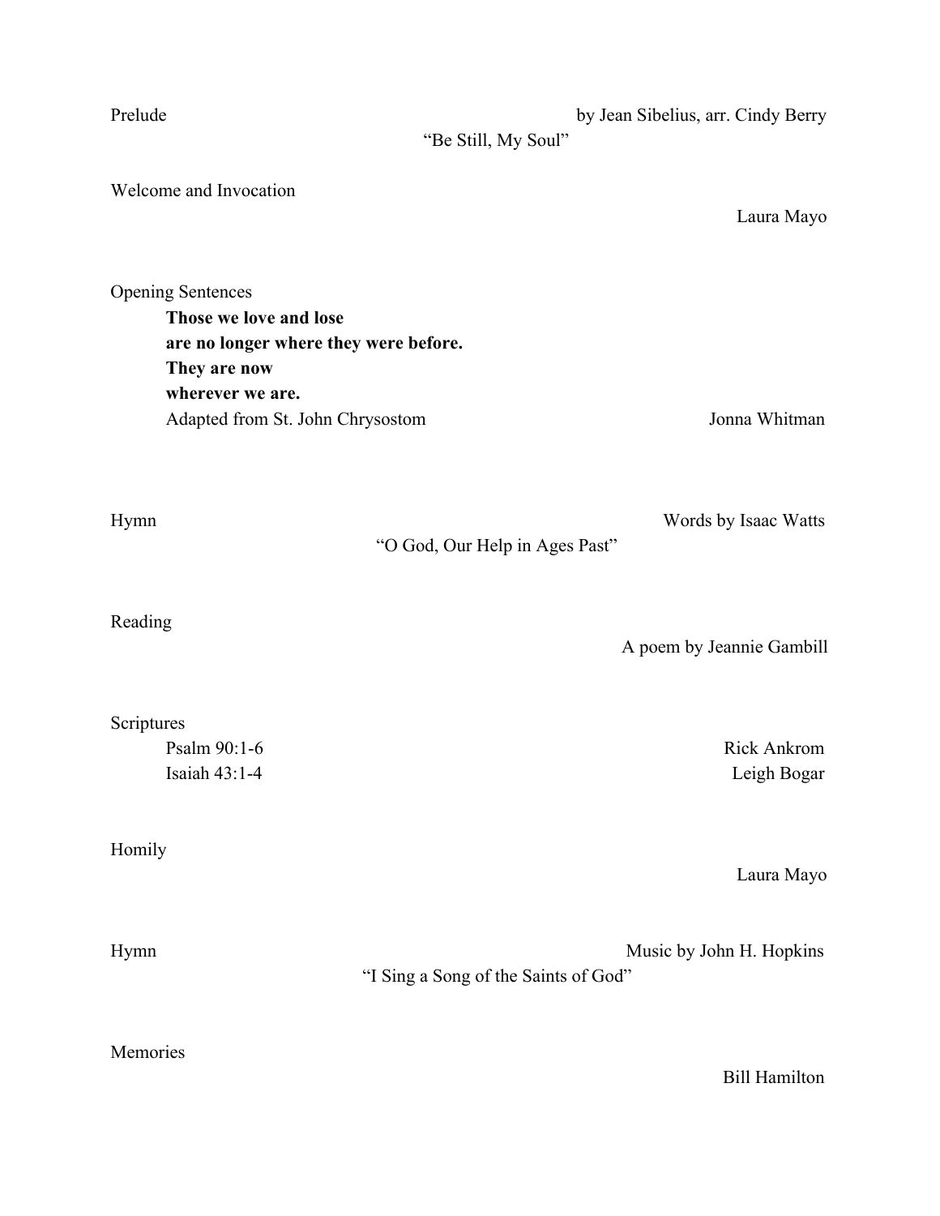Prelude by Jean Sibelius, arr. Cindy Berry

"Be Still, My Soul"

Welcome and Invocation

Laura Mayo

Opening Sentences

**Those we love and lose**
**are no longer where they were before.**
**They are now**
**wherever we are.**

Adapted from St. John Chrysostom — Jonna Whitman

Hymn — Words by Isaac Watts

"O God, Our Help in Ages Past"

Reading

A poem by Jeannie Gambill

Scriptures

Psalm 90:1-6 — Rick Ankrom
Isaiah 43:1-4 — Leigh Bogar

Homily

Laura Mayo

Hymn — Music by John H. Hopkins

"I Sing a Song of the Saints of God"

Memories

Bill Hamilton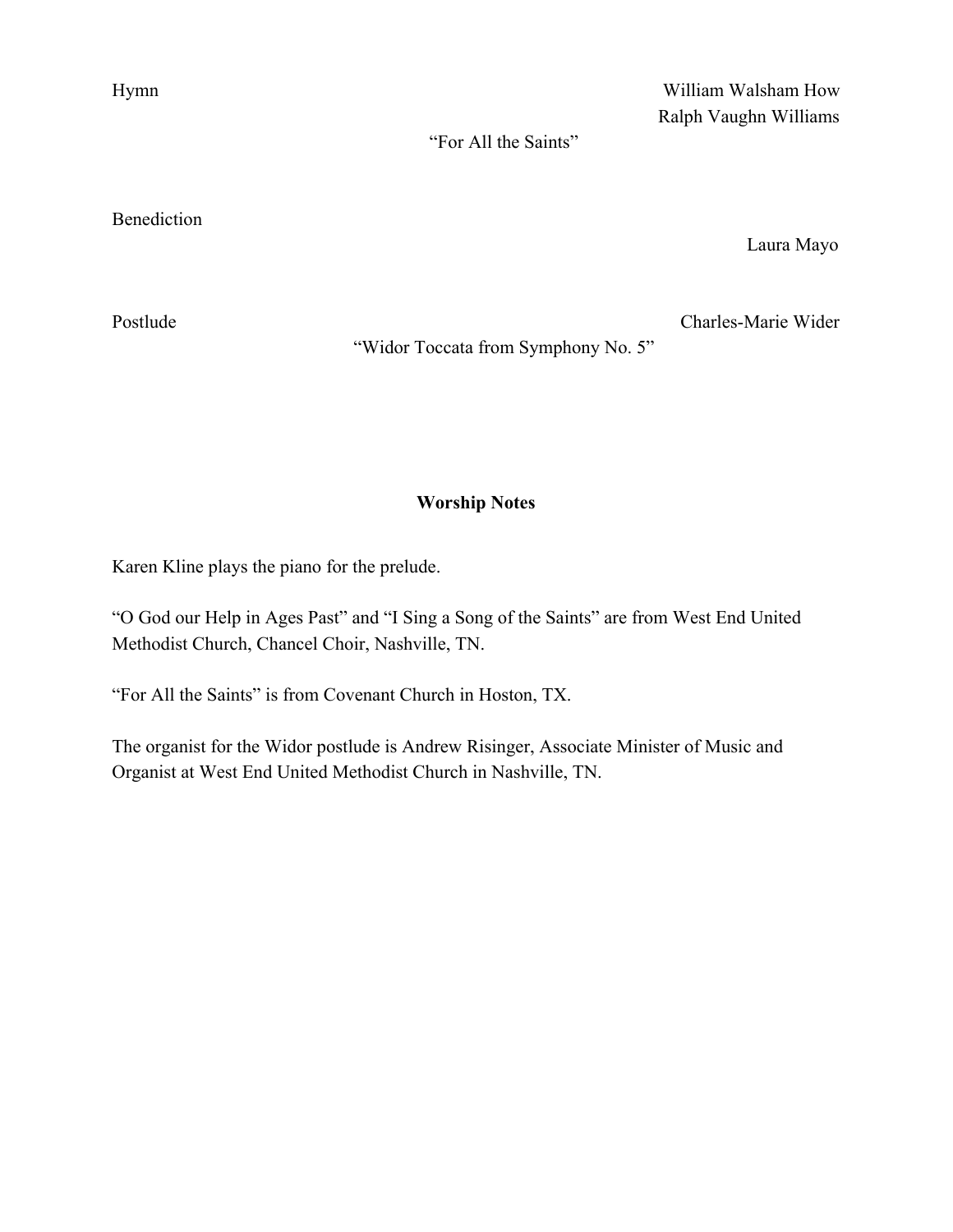Hymn  
William Walsham How  
Ralph Vaughn Williams

"For All the Saints"

Benediction  
Laura Mayo

Postlude  
Charles-Marie Wider

"Widor Toccata from Symphony No. 5"

**Worship Notes**

Karen Kline plays the piano for the prelude.

"O God our Help in Ages Past" and "I Sing a Song of the Saints" are from West End United Methodist Church, Chancel Choir, Nashville, TN.

"For All the Saints" is from Covenant Church in Hoston, TX.

The organist for the Widor postlude is Andrew Risinger, Associate Minister of Music and Organist at West End United Methodist Church in Nashville, TN.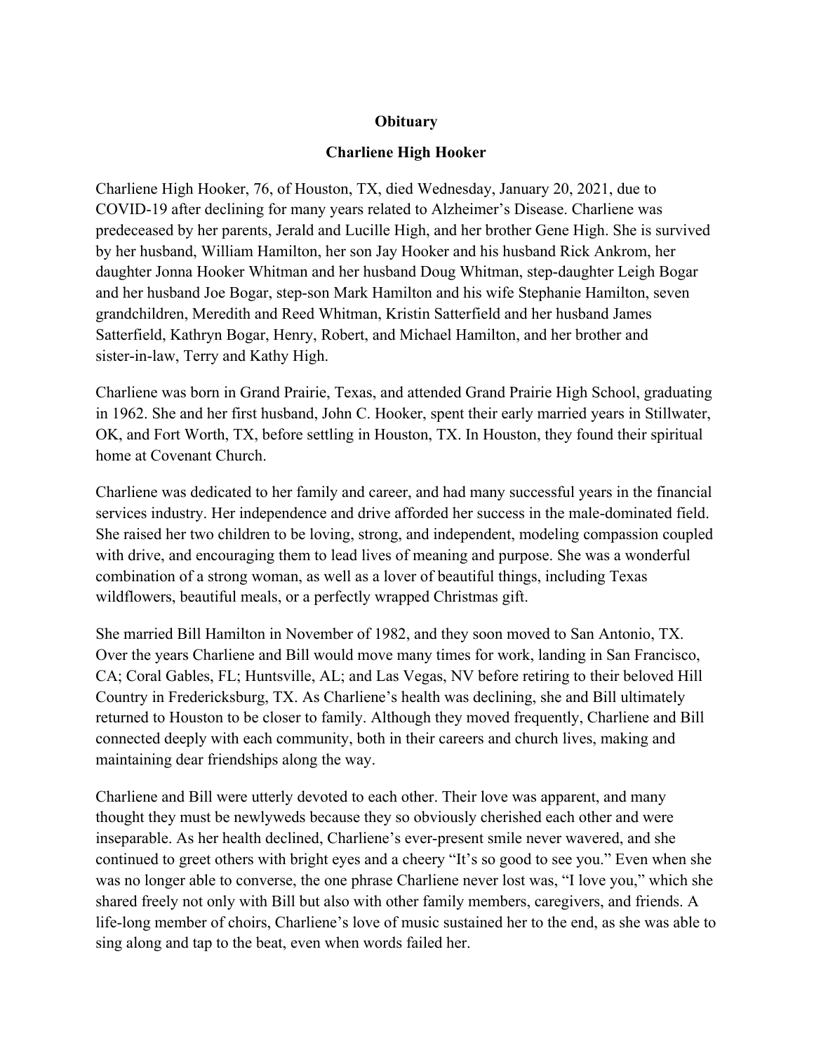**Obituary**

**Charliene High Hooker**

Charliene High Hooker, 76, of Houston, TX, died Wednesday, January 20, 2021, due to COVID-19 after declining for many years related to Alzheimer's Disease. Charliene was predeceased by her parents, Jerald and Lucille High, and her brother Gene High. She is survived by her husband, William Hamilton, her son Jay Hooker and his husband Rick Ankrom, her daughter Jonna Hooker Whitman and her husband Doug Whitman, step-daughter Leigh Bogar and her husband Joe Bogar, step-son Mark Hamilton and his wife Stephanie Hamilton, seven grandchildren, Meredith and Reed Whitman, Kristin Satterfield and her husband James Satterfield, Kathryn Bogar, Henry, Robert, and Michael Hamilton, and her brother and sister-in-law, Terry and Kathy High.

Charliene was born in Grand Prairie, Texas, and attended Grand Prairie High School, graduating in 1962. She and her first husband, John C. Hooker, spent their early married years in Stillwater, OK, and Fort Worth, TX, before settling in Houston, TX. In Houston, they found their spiritual home at Covenant Church.

Charliene was dedicated to her family and career, and had many successful years in the financial services industry. Her independence and drive afforded her success in the male-dominated field. She raised her two children to be loving, strong, and independent, modeling compassion coupled with drive, and encouraging them to lead lives of meaning and purpose. She was a wonderful combination of a strong woman, as well as a lover of beautiful things, including Texas wildflowers, beautiful meals, or a perfectly wrapped Christmas gift.

She married Bill Hamilton in November of 1982, and they soon moved to San Antonio, TX. Over the years Charliene and Bill would move many times for work, landing in San Francisco, CA; Coral Gables, FL; Huntsville, AL; and Las Vegas, NV before retiring to their beloved Hill Country in Fredericksburg, TX. As Charliene's health was declining, she and Bill ultimately returned to Houston to be closer to family. Although they moved frequently, Charliene and Bill connected deeply with each community, both in their careers and church lives, making and maintaining dear friendships along the way.

Charliene and Bill were utterly devoted to each other. Their love was apparent, and many thought they must be newlyweds because they so obviously cherished each other and were inseparable. As her health declined, Charliene's ever-present smile never wavered, and she continued to greet others with bright eyes and a cheery "It's so good to see you." Even when she was no longer able to converse, the one phrase Charliene never lost was, "I love you," which she shared freely not only with Bill but also with other family members, caregivers, and friends. A life-long member of choirs, Charliene's love of music sustained her to the end, as she was able to sing along and tap to the beat, even when words failed her.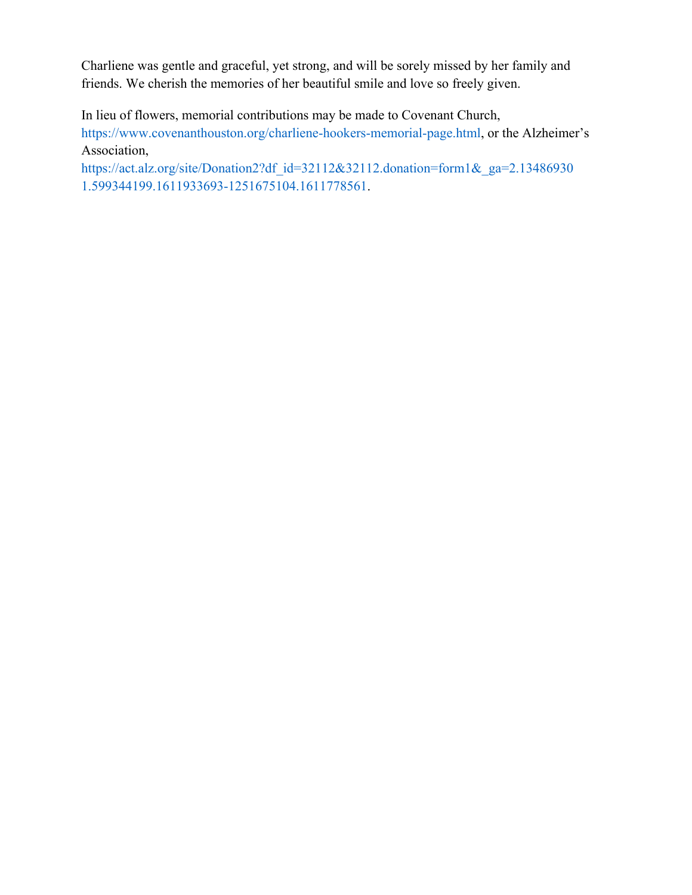Charliene was gentle and graceful, yet strong, and will be sorely missed by her family and friends. We cherish the memories of her beautiful smile and love so freely given.

In lieu of flowers, memorial contributions may be made to Covenant Church, https://www.covenanthouston.org/charliene-hookers-memorial-page.html, or the Alzheimer's Association, https://act.alz.org/site/Donation2?df_id=32112&32112.donation=form1&_ga=2.134869301.599344199.1611933693-1251675104.1611778561.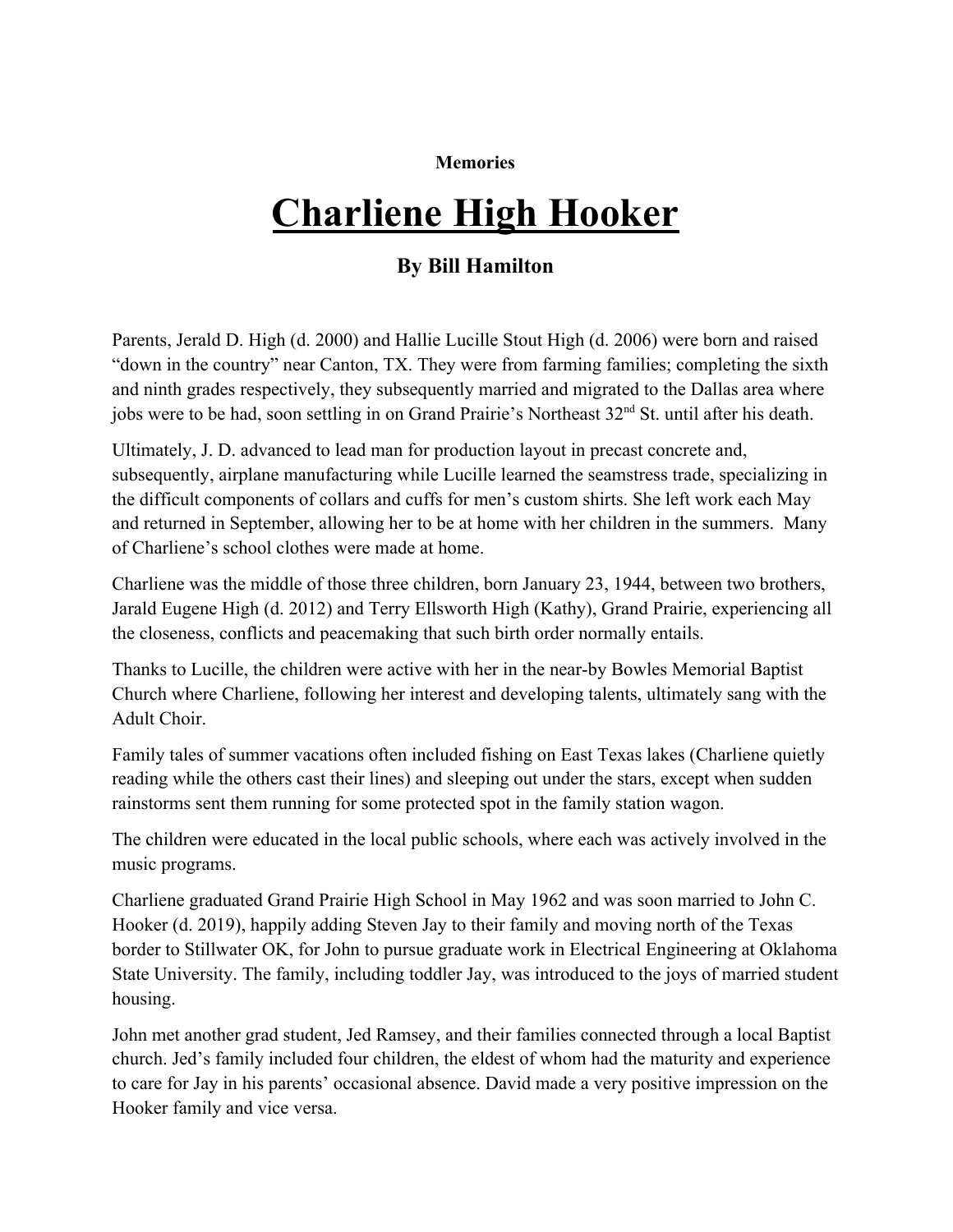**Memories**

# Charliene High Hooker

### By Bill Hamilton

Parents, Jerald D. High (d. 2000) and Hallie Lucille Stout High (d. 2006) were born and raised "down in the country" near Canton, TX. They were from farming families; completing the sixth and ninth grades respectively, they subsequently married and migrated to the Dallas area where jobs were to be had, soon settling in on Grand Prairie's Northeast 32nd St. until after his death.

Ultimately, J. D. advanced to lead man for production layout in precast concrete and, subsequently, airplane manufacturing while Lucille learned the seamstress trade, specializing in the difficult components of collars and cuffs for men's custom shirts. She left work each May and returned in September, allowing her to be at home with her children in the summers. Many of Charliene's school clothes were made at home.

Charliene was the middle of those three children, born January 23, 1944, between two brothers, Jarald Eugene High (d. 2012) and Terry Ellsworth High (Kathy), Grand Prairie, experiencing all the closeness, conflicts and peacemaking that such birth order normally entails.

Thanks to Lucille, the children were active with her in the near-by Bowles Memorial Baptist Church where Charliene, following her interest and developing talents, ultimately sang with the Adult Choir.

Family tales of summer vacations often included fishing on East Texas lakes (Charliene quietly reading while the others cast their lines) and sleeping out under the stars, except when sudden rainstorms sent them running for some protected spot in the family station wagon.

The children were educated in the local public schools, where each was actively involved in the music programs.

Charliene graduated Grand Prairie High School in May 1962 and was soon married to John C. Hooker (d. 2019), happily adding Steven Jay to their family and moving north of the Texas border to Stillwater OK, for John to pursue graduate work in Electrical Engineering at Oklahoma State University. The family, including toddler Jay, was introduced to the joys of married student housing.

John met another grad student, Jed Ramsey, and their families connected through a local Baptist church. Jed's family included four children, the eldest of whom had the maturity and experience to care for Jay in his parents' occasional absence. David made a very positive impression on the Hooker family and vice versa.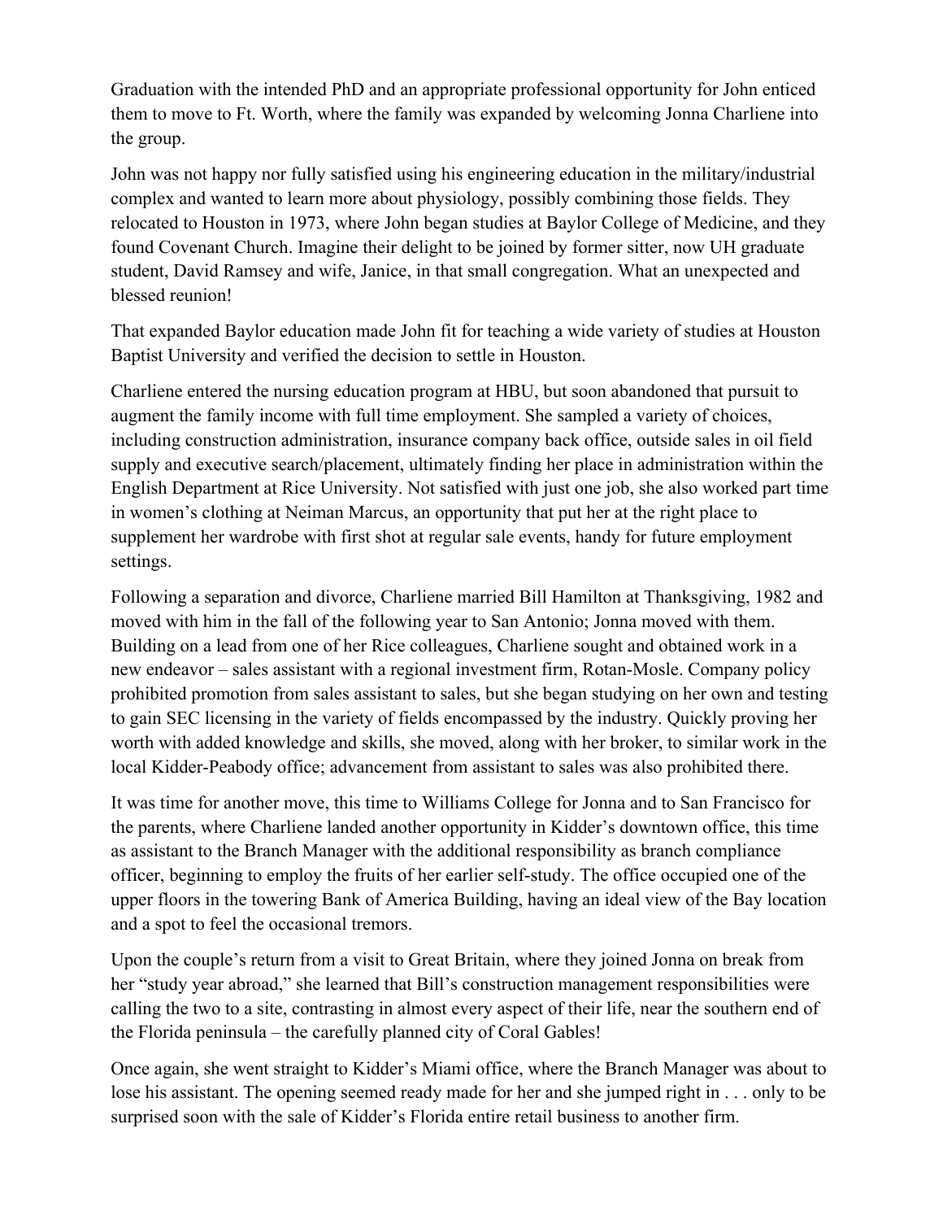Graduation with the intended PhD and an appropriate professional opportunity for John enticed them to move to Ft. Worth, where the family was expanded by welcoming Jonna Charliene into the group.

John was not happy nor fully satisfied using his engineering education in the military/industrial complex and wanted to learn more about physiology, possibly combining those fields. They relocated to Houston in 1973, where John began studies at Baylor College of Medicine, and they found Covenant Church. Imagine their delight to be joined by former sitter, now UH graduate student, David Ramsey and wife, Janice, in that small congregation. What an unexpected and blessed reunion!

That expanded Baylor education made John fit for teaching a wide variety of studies at Houston Baptist University and verified the decision to settle in Houston.

Charliene entered the nursing education program at HBU, but soon abandoned that pursuit to augment the family income with full time employment. She sampled a variety of choices, including construction administration, insurance company back office, outside sales in oil field supply and executive search/placement, ultimately finding her place in administration within the English Department at Rice University. Not satisfied with just one job, she also worked part time in women's clothing at Neiman Marcus, an opportunity that put her at the right place to supplement her wardrobe with first shot at regular sale events, handy for future employment settings.

Following a separation and divorce, Charliene married Bill Hamilton at Thanksgiving, 1982 and moved with him in the fall of the following year to San Antonio; Jonna moved with them. Building on a lead from one of her Rice colleagues, Charliene sought and obtained work in a new endeavor – sales assistant with a regional investment firm, Rotan-Mosle. Company policy prohibited promotion from sales assistant to sales, but she began studying on her own and testing to gain SEC licensing in the variety of fields encompassed by the industry. Quickly proving her worth with added knowledge and skills, she moved, along with her broker, to similar work in the local Kidder-Peabody office; advancement from assistant to sales was also prohibited there.

It was time for another move, this time to Williams College for Jonna and to San Francisco for the parents, where Charliene landed another opportunity in Kidder's downtown office, this time as assistant to the Branch Manager with the additional responsibility as branch compliance officer, beginning to employ the fruits of her earlier self-study. The office occupied one of the upper floors in the towering Bank of America Building, having an ideal view of the Bay location and a spot to feel the occasional tremors.

Upon the couple's return from a visit to Great Britain, where they joined Jonna on break from her "study year abroad," she learned that Bill's construction management responsibilities were calling the two to a site, contrasting in almost every aspect of their life, near the southern end of the Florida peninsula – the carefully planned city of Coral Gables!

Once again, she went straight to Kidder's Miami office, where the Branch Manager was about to lose his assistant. The opening seemed ready made for her and she jumped right in . . . only to be surprised soon with the sale of Kidder's Florida entire retail business to another firm.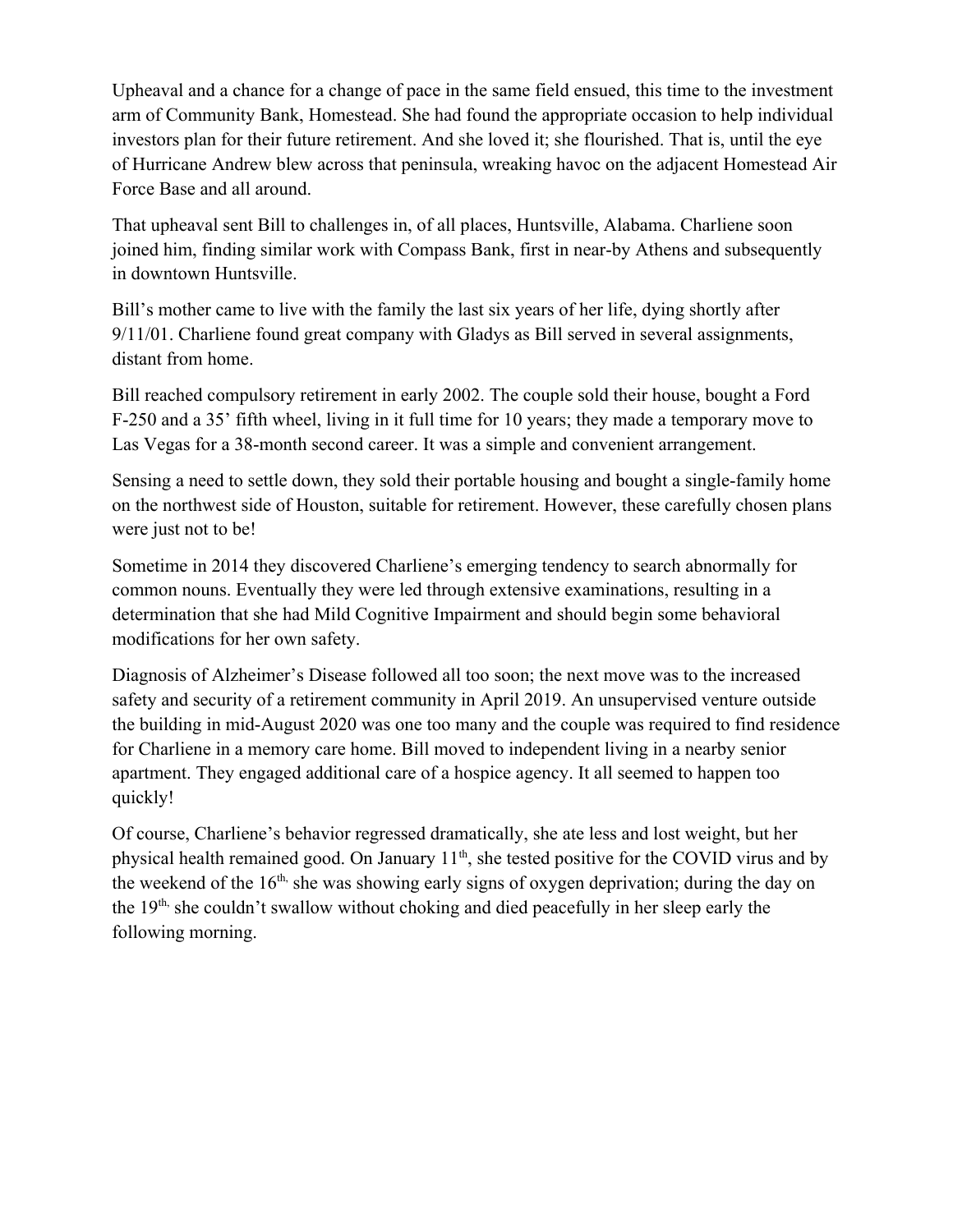Upheaval and a chance for a change of pace in the same field ensued, this time to the investment arm of Community Bank, Homestead. She had found the appropriate occasion to help individual investors plan for their future retirement. And she loved it; she flourished. That is, until the eye of Hurricane Andrew blew across that peninsula, wreaking havoc on the adjacent Homestead Air Force Base and all around.

That upheaval sent Bill to challenges in, of all places, Huntsville, Alabama. Charliene soon joined him, finding similar work with Compass Bank, first in near-by Athens and subsequently in downtown Huntsville.

Bill's mother came to live with the family the last six years of her life, dying shortly after 9/11/01. Charliene found great company with Gladys as Bill served in several assignments, distant from home.

Bill reached compulsory retirement in early 2002. The couple sold their house, bought a Ford F-250 and a 35' fifth wheel, living in it full time for 10 years; they made a temporary move to Las Vegas for a 38-month second career. It was a simple and convenient arrangement.

Sensing a need to settle down, they sold their portable housing and bought a single-family home on the northwest side of Houston, suitable for retirement. However, these carefully chosen plans were just not to be!

Sometime in 2014 they discovered Charliene's emerging tendency to search abnormally for common nouns. Eventually they were led through extensive examinations, resulting in a determination that she had Mild Cognitive Impairment and should begin some behavioral modifications for her own safety.

Diagnosis of Alzheimer's Disease followed all too soon; the next move was to the increased safety and security of a retirement community in April 2019. An unsupervised venture outside the building in mid-August 2020 was one too many and the couple was required to find residence for Charliene in a memory care home. Bill moved to independent living in a nearby senior apartment. They engaged additional care of a hospice agency. It all seemed to happen too quickly!

Of course, Charliene's behavior regressed dramatically, she ate less and lost weight, but her physical health remained good. On January 11th, she tested positive for the COVID virus and by the weekend of the 16th, she was showing early signs of oxygen deprivation; during the day on the 19th, she couldn't swallow without choking and died peacefully in her sleep early the following morning.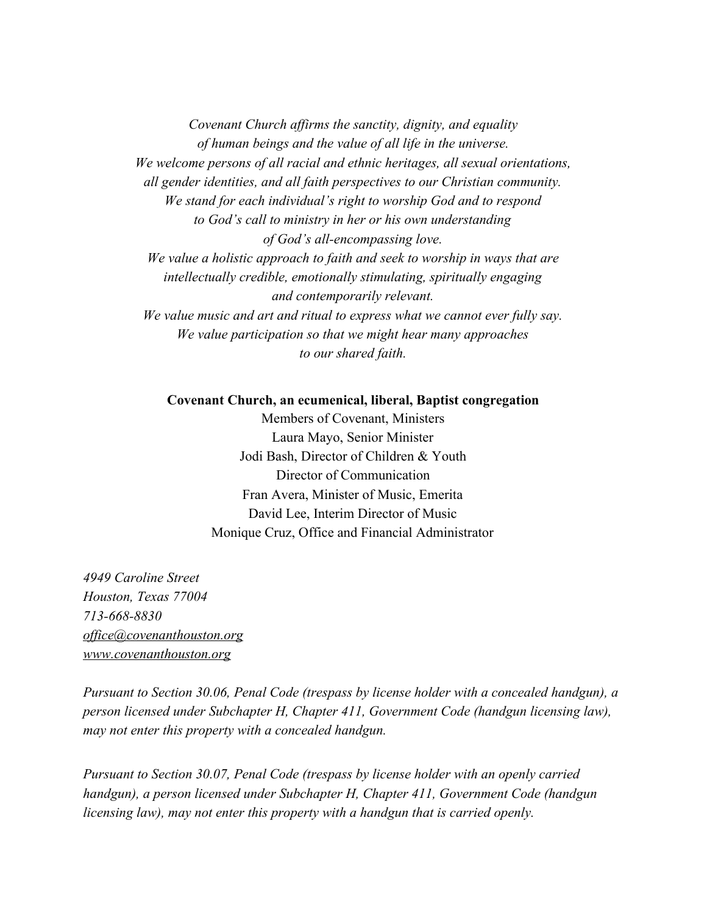*Covenant Church affirms the sanctity, dignity, and equality*
*of human beings and the value of all life in the universe.*
*We welcome persons of all racial and ethnic heritages, all sexual orientations,*
*all gender identities, and all faith perspectives to our Christian community.*
*We stand for each individual's right to worship God and to respond*
*to God's call to ministry in her or his own understanding*
*of God's all-encompassing love.*
*We value a holistic approach to faith and seek to worship in ways that are*
*intellectually credible, emotionally stimulating, spiritually engaging*
*and contemporarily relevant.*
*We value music and art and ritual to express what we cannot ever fully say.*
*We value participation so that we might hear many approaches*
*to our shared faith.*

**Covenant Church, an ecumenical, liberal, Baptist congregation**

Members of Covenant, Ministers
Laura Mayo, Senior Minister
Jodi Bash, Director of Children & Youth
Director of Communication
Fran Avera, Minister of Music, Emerita
David Lee, Interim Director of Music
Monique Cruz, Office and Financial Administrator

*4949 Caroline Street*
*Houston, Texas 77004*
*713-668-8830*
*office@covenanthouston.org*
*www.covenanthouston.org*

*Pursuant to Section 30.06, Penal Code (trespass by license holder with a concealed handgun), a person licensed under Subchapter H, Chapter 411, Government Code (handgun licensing law), may not enter this property with a concealed handgun.*

*Pursuant to Section 30.07, Penal Code (trespass by license holder with an openly carried handgun), a person licensed under Subchapter H, Chapter 411, Government Code (handgun licensing law), may not enter this property with a handgun that is carried openly.*